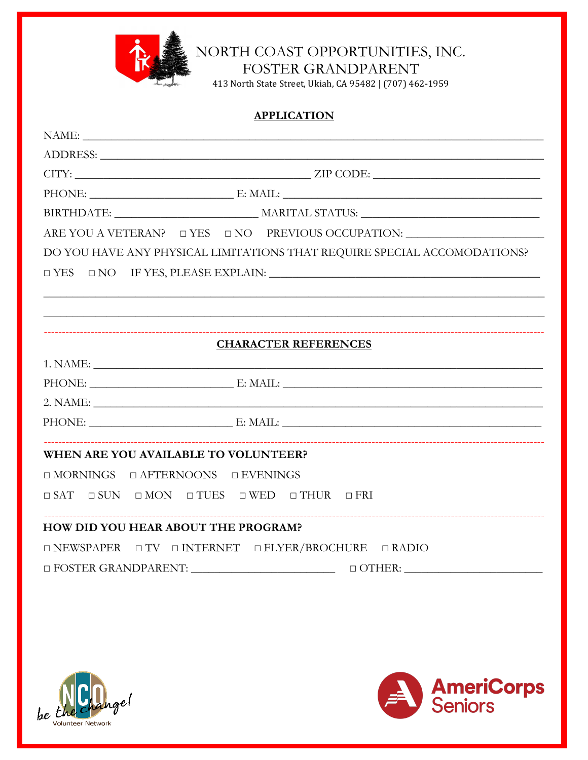# NORTH COAST OPPORTUNITIES, INC.
# FOSTER GRANDPARENT

413 North State Street, Ukiah, CA 95482 | (707) 462-1959

## APPLICATION

NAME: ___________________________________________________________________________

ADDRESS: ________________________________________________________________________

CITY: ______________________________________ ZIP CODE: ___________________________

PHONE: _________________________ E: MAIL: _____________________________________

BIRTHDATE: _________________________ MARITAL STATUS: ____________________________

ARE YOU A VETERAN? □ YES □ NO PREVIOUS OCCUPATION: ______________________

DO YOU HAVE ANY PHYSICAL LIMITATIONS THAT REQUIRE SPECIAL ACCOMODATIONS?

□ YES □ NO IF YES, PLEASE EXPLAIN: _____________________________________________

___________________________________________________________________________________

___________________________________________________________________________________

## CHARACTER REFERENCES

1\. NAME: ________________________________________________________________________

PHONE: _________________________ E: MAIL: _____________________________________

2\. NAME: ________________________________________________________________________

PHONE: _________________________ E: MAIL: _____________________________________

**WHEN ARE YOU AVAILABLE TO VOLUNTEER?**

□ MORNINGS □ AFTERNOONS □ EVENINGS

□ SAT □ SUN □ MON □ TUES □ WED □ THUR □ FRI

**HOW DID YOU HEAR ABOUT THE PROGRAM?**

□ NEWSPAPER □ TV □ INTERNET □ FLYER/BROCHURE □ RADIO

□ FOSTER GRANDPARENT: _______________________ □ OTHER: ______________________

NCO be the change! Volunteer Network

AmeriCorps Seniors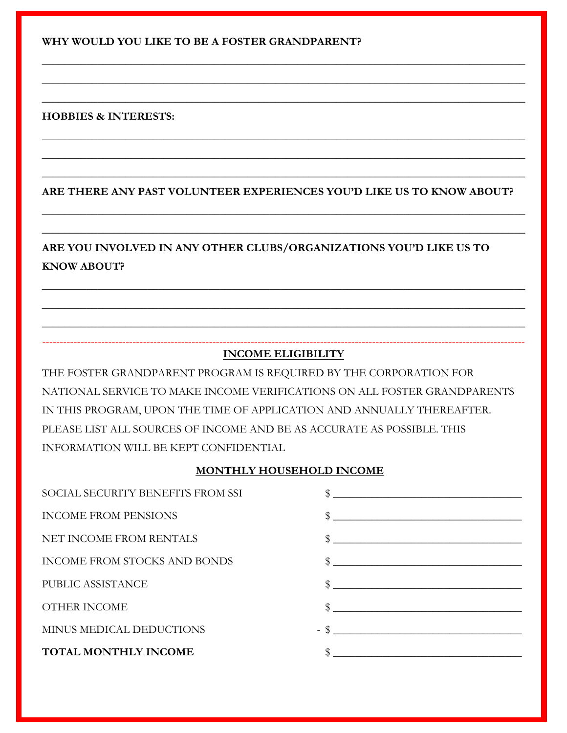**WHY WOULD YOU LIKE TO BE A FOSTER GRANDPARENT?**

______________________________________________________________________________

______________________________________________________________________________

______________________________________________________________________________

**HOBBIES & INTERESTS:**

______________________________________________________________________________

______________________________________________________________________________

______________________________________________________________________________

**ARE THERE ANY PAST VOLUNTEER EXPERIENCES YOU'D LIKE US TO KNOW ABOUT?**

______________________________________________________________________________

______________________________________________________________________________

**ARE YOU INVOLVED IN ANY OTHER CLUBS/ORGANIZATIONS YOU'D LIKE US TO KNOW ABOUT?**

______________________________________________________________________________

______________________________________________________________________________

______________________________________________________________________________

---

## INCOME ELIGIBILITY

THE FOSTER GRANDPARENT PROGRAM IS REQUIRED BY THE CORPORATION FOR NATIONAL SERVICE TO MAKE INCOME VERIFICATIONS ON ALL FOSTER GRANDPARENTS IN THIS PROGRAM, UPON THE TIME OF APPLICATION AND ANNUALLY THEREAFTER. PLEASE LIST ALL SOURCES OF INCOME AND BE AS ACCURATE AS POSSIBLE. THIS INFORMATION WILL BE KEPT CONFIDENTIAL

### MONTHLY HOUSEHOLD INCOME

| | |
|---|---|
| SOCIAL SECURITY BENEFITS FROM SSI | $ ______________________ |
| INCOME FROM PENSIONS | $ ______________________ |
| NET INCOME FROM RENTALS | $ ______________________ |
| INCOME FROM STOCKS AND BONDS | $ ______________________ |
| PUBLIC ASSISTANCE | $ ______________________ |
| OTHER INCOME | $ ______________________ |
| MINUS MEDICAL DEDUCTIONS | - $ ______________________ |
| **TOTAL MONTHLY INCOME** | $ ______________________ |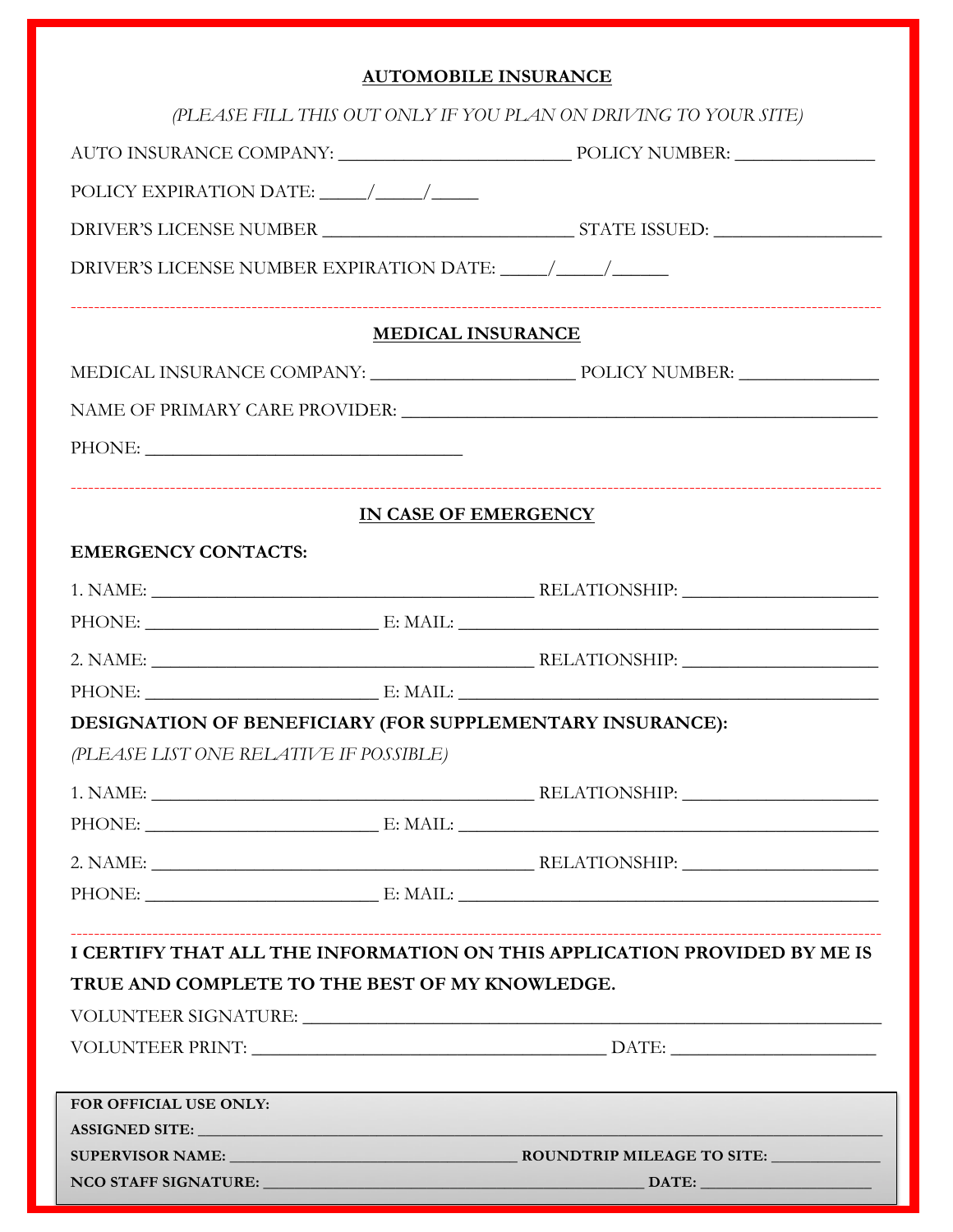## AUTOMOBILE INSURANCE

*(PLEASE FILL THIS OUT ONLY IF YOU PLAN ON DRIVING TO YOUR SITE)*

AUTO INSURANCE COMPANY: ______________________ POLICY NUMBER: ______________

POLICY EXPIRATION DATE: _____/_____/_____

DRIVER'S LICENSE NUMBER ________________________ STATE ISSUED: ________________

DRIVER'S LICENSE NUMBER EXPIRATION DATE: _____/_____/______

---

## MEDICAL INSURANCE

MEDICAL INSURANCE COMPANY: ____________________ POLICY NUMBER: ______________

NAME OF PRIMARY CARE PROVIDER: ____________________________________________

PHONE: ______________________________

---

## IN CASE OF EMERGENCY

**EMERGENCY CONTACTS:**

1. NAME: ____________________________________ RELATIONSHIP: ___________________

PHONE: ______________________ E: MAIL: ________________________________________

2. NAME: ____________________________________ RELATIONSHIP: ___________________

PHONE: ______________________ E: MAIL: ________________________________________

**DESIGNATION OF BENEFICIARY (FOR SUPPLEMENTARY INSURANCE):**

*(PLEASE LIST ONE RELATIVE IF POSSIBLE)*

1. NAME: ____________________________________ RELATIONSHIP: ___________________

PHONE: ______________________ E: MAIL: ________________________________________

2. NAME: ____________________________________ RELATIONSHIP: ___________________

PHONE: ______________________ E: MAIL: ________________________________________

---

**I CERTIFY THAT ALL THE INFORMATION ON THIS APPLICATION PROVIDED BY ME IS TRUE AND COMPLETE TO THE BEST OF MY KNOWLEDGE.**

VOLUNTEER SIGNATURE: ________________________________________________________

VOLUNTEER PRINT: __________________________________ DATE: ____________________

**FOR OFFICIAL USE ONLY:**

**ASSIGNED SITE:** ____________________________________________________________

**SUPERVISOR NAME:** ______________________________ **ROUNDTRIP MILEAGE TO SITE:** ____________

**NCO STAFF SIGNATURE:** ________________________________________ **DATE:** __________________